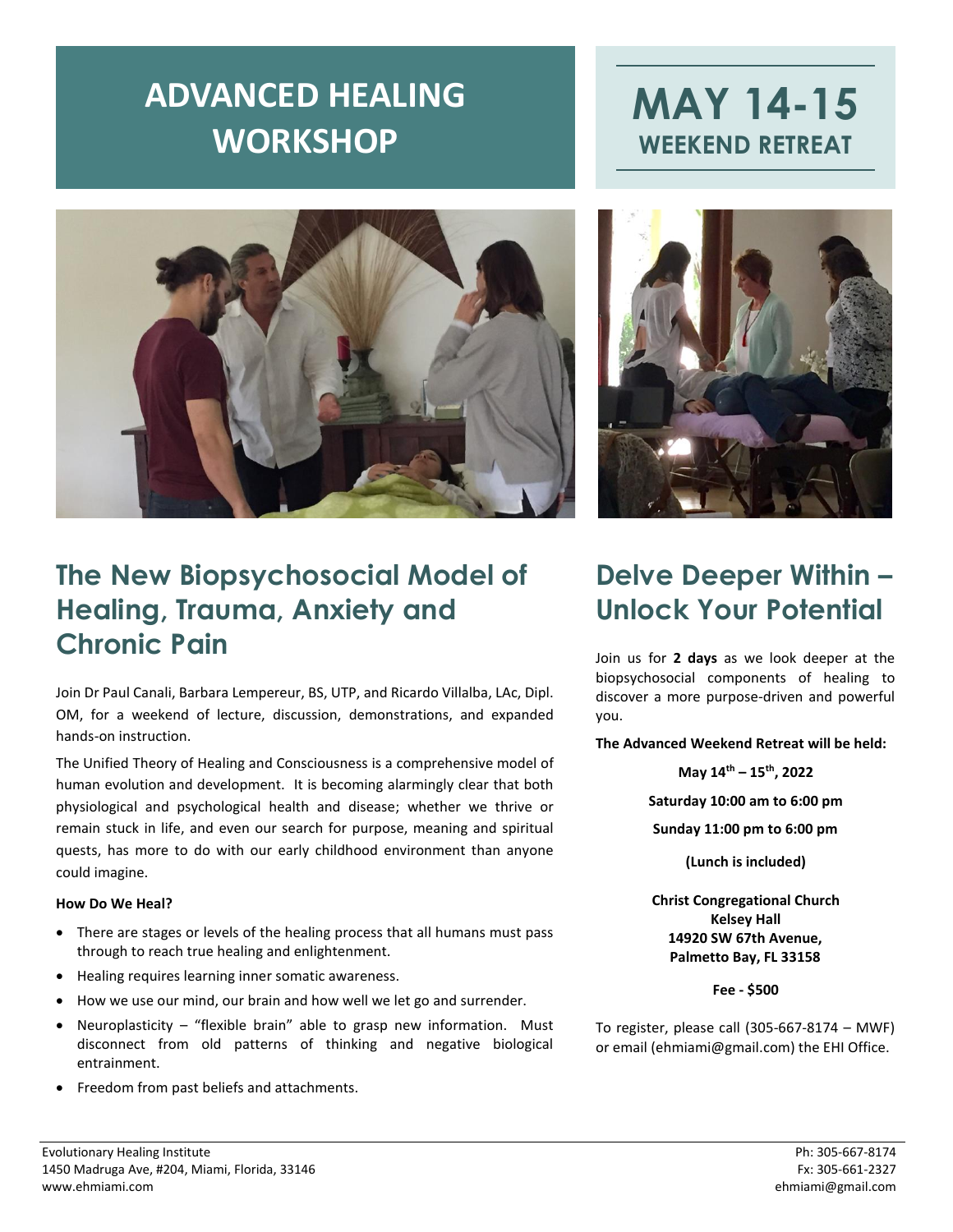# ADVANCED HEALING WORKSHOP

# MAY 14-15
## WEEKEND RETREAT

## The New Biopsychosocial Model of Healing, Trauma, Anxiety and Chronic Pain

Join Dr Paul Canali, Barbara Lempereur, BS, UTP, and Ricardo Villalba, LAc, Dipl. OM, for a weekend of lecture, discussion, demonstrations, and expanded hands-on instruction.

The Unified Theory of Healing and Consciousness is a comprehensive model of human evolution and development. It is becoming alarmingly clear that both physiological and psychological health and disease; whether we thrive or remain stuck in life, and even our search for purpose, meaning and spiritual quests, has more to do with our early childhood environment than anyone could imagine.

**How Do We Heal?**

- There are stages or levels of the healing process that all humans must pass through to reach true healing and enlightenment.
- Healing requires learning inner somatic awareness.
- How we use our mind, our brain and how well we let go and surrender.
- Neuroplasticity – "flexible brain" able to grasp new information. Must disconnect from old patterns of thinking and negative biological entrainment.
- Freedom from past beliefs and attachments.

## Delve Deeper Within – Unlock Your Potential

Join us for **2 days** as we look deeper at the biopsychosocial components of healing to discover a more purpose-driven and powerful you.

**The Advanced Weekend Retreat will be held:**

**May 14th – 15th, 2022**

**Saturday 10:00 am to 6:00 pm**

**Sunday 11:00 pm to 6:00 pm**

**(Lunch is included)**

**Christ Congregational Church**
**Kelsey Hall**
**14920 SW 67th Avenue,**
**Palmetto Bay, FL 33158**

**Fee - $500**

To register, please call (305-667-8174 – MWF) or email (ehmiami@gmail.com) the EHI Office.

Evolutionary Healing Institute
1450 Madruga Ave, #204, Miami, Florida, 33146
www.ehmiami.com

Ph: 305-667-8174
Fx: 305-661-2327
ehmiami@gmail.com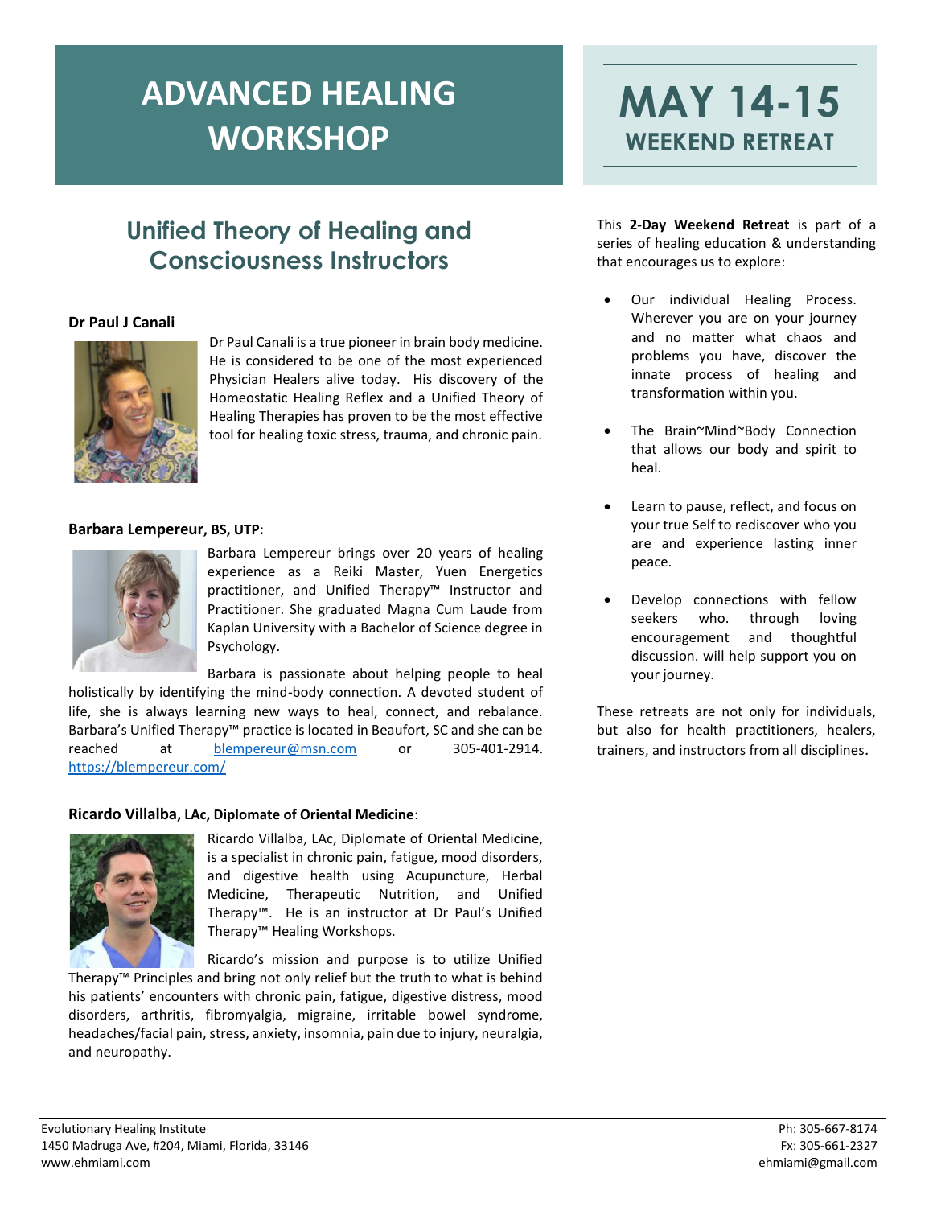# ADVANCED HEALING WORKSHOP

# MAY 14-15
## WEEKEND RETREAT

## Unified Theory of Healing and Consciousness Instructors

**Dr Paul J Canali**

Dr Paul Canali is a true pioneer in brain body medicine. He is considered to be one of the most experienced Physician Healers alive today. His discovery of the Homeostatic Healing Reflex and a Unified Theory of Healing Therapies has proven to be the most effective tool for healing toxic stress, trauma, and chronic pain.

**Barbara Lempereur, BS, UTP:**

Barbara Lempereur brings over 20 years of healing experience as a Reiki Master, Yuen Energetics practitioner, and Unified Therapy™ Instructor and Practitioner. She graduated Magna Cum Laude from Kaplan University with a Bachelor of Science degree in Psychology.

Barbara is passionate about helping people to heal holistically by identifying the mind-body connection. A devoted student of life, she is always learning new ways to heal, connect, and rebalance. Barbara's Unified Therapy™ practice is located in Beaufort, SC and she can be reached at blempereur@msn.com or 305-401-2914. https://blempereur.com/

**Ricardo Villalba, LAc, Diplomate of Oriental Medicine:**

Ricardo Villalba, LAc, Diplomate of Oriental Medicine, is a specialist in chronic pain, fatigue, mood disorders, and digestive health using Acupuncture, Herbal Medicine, Therapeutic Nutrition, and Unified Therapy™. He is an instructor at Dr Paul's Unified Therapy™ Healing Workshops.

Ricardo's mission and purpose is to utilize Unified Therapy™ Principles and bring not only relief but the truth to what is behind his patients' encounters with chronic pain, fatigue, digestive distress, mood disorders, arthritis, fibromyalgia, migraine, irritable bowel syndrome, headaches/facial pain, stress, anxiety, insomnia, pain due to injury, neuralgia, and neuropathy.

This **2-Day Weekend Retreat** is part of a series of healing education & understanding that encourages us to explore:

- Our individual Healing Process. Wherever you are on your journey and no matter what chaos and problems you have, discover the innate process of healing and transformation within you.
- The Brain~Mind~Body Connection that allows our body and spirit to heal.
- Learn to pause, reflect, and focus on your true Self to rediscover who you are and experience lasting inner peace.
- Develop connections with fellow seekers who. through loving encouragement and thoughtful discussion. will help support you on your journey.

These retreats are not only for individuals, but also for health practitioners, healers, trainers, and instructors from all disciplines.

Evolutionary Healing Institute
1450 Madruga Ave, #204, Miami, Florida, 33146
www.ehmiami.com

Ph: 305-667-8174
Fx: 305-661-2327
ehmiami@gmail.com